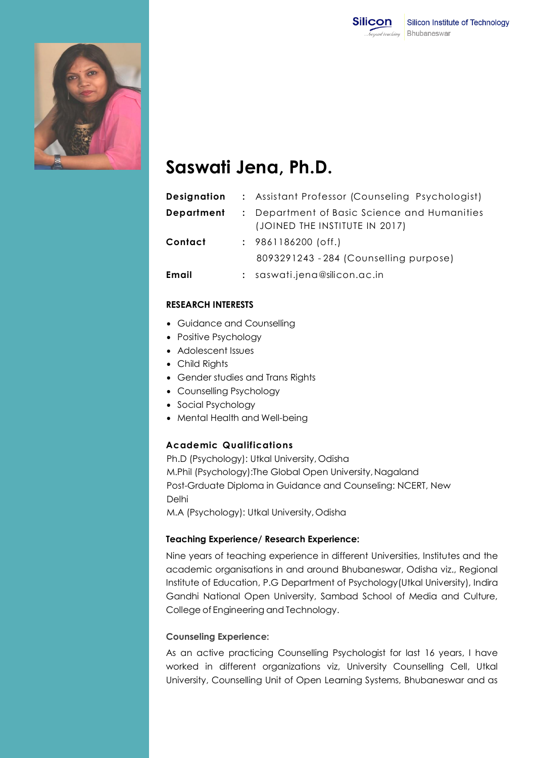Silicon Institute of Technology
Bhubaneswar

# Saswati Jena, Ph.D.

| | | |
|---|---|---|
| **Designation** | : | Assistant Professor (Counseling Psychologist) |
| **Department** | : | Department of Basic Science and Humanities (JOINED THE INSTITUTE IN 2017) |
| **Contact** | : | 9861186200 (off.) |
| | | 8093291243 - 284 (Counselling purpose) |
| **Email** | : | saswati.jena@silicon.ac.in |

## RESEARCH INTERESTS

- Guidance and Counselling
- Positive Psychology
- Adolescent Issues
- Child Rights
- Gender studies and Trans Rights
- Counselling Psychology
- Social Psychology
- Mental Health and Well-being

## Academic Qualifications

Ph.D (Psychology): Utkal University, Odisha
M.Phil (Psychology):The Global Open University, Nagaland
Post-Grduate Diploma in Guidance and Counseling: NCERT, New Delhi
M.A (Psychology): Utkal University, Odisha

## Teaching Experience/ Research Experience:

Nine years of teaching experience in different Universities, Institutes and the academic organisations in and around Bhubaneswar, Odisha viz., Regional Institute of Education, P.G Department of Psychology(Utkal University), Indira Gandhi National Open University, Sambad School of Media and Culture, College of Engineering and Technology.

## Counseling Experience:

As an active practicing Counselling Psychologist for last 16 years, I have worked in different organizations viz, University Counselling Cell, Utkal University, Counselling Unit of Open Learning Systems, Bhubaneswar and as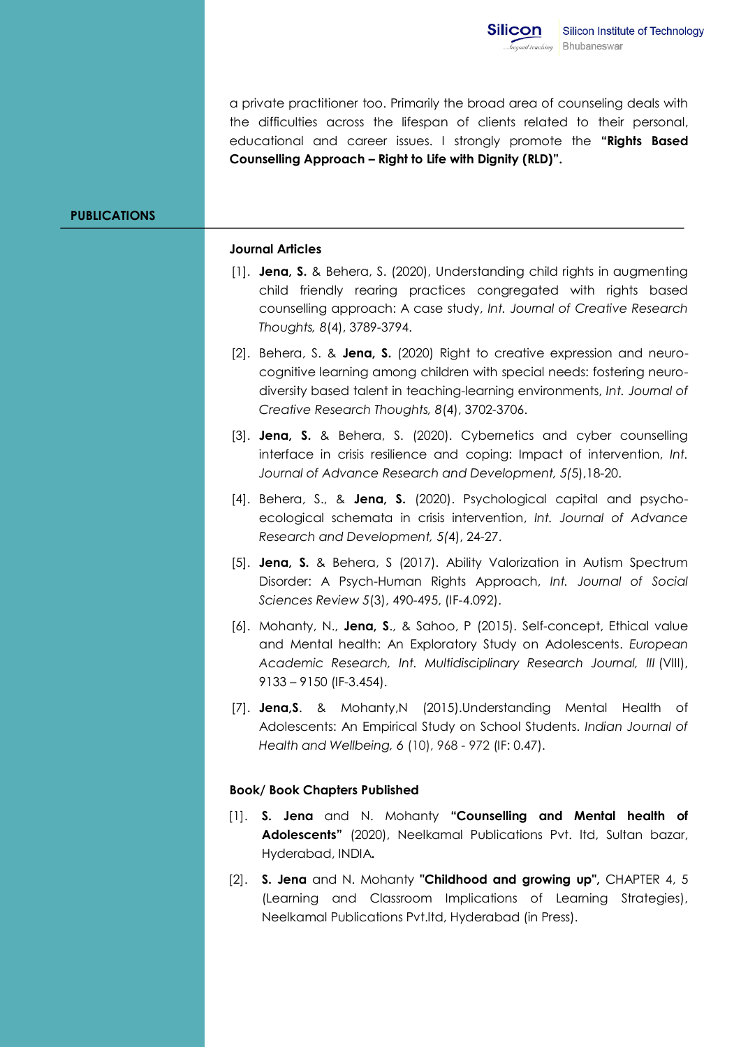a private practitioner too. Primarily the broad area of counseling deals with the difficulties across the lifespan of clients related to their personal, educational and career issues. I strongly promote the **"Rights Based Counselling Approach – Right to Life with Dignity (RLD)".**

## PUBLICATIONS

### Journal Articles

[1]. **Jena, S.** & Behera, S. (2020), Understanding child rights in augmenting child friendly rearing practices congregated with rights based counselling approach: A case study, *Int. Journal of Creative Research Thoughts, 8*(4), 3789-3794.

[2]. Behera, S. & **Jena, S.** (2020) Right to creative expression and neuro-cognitive learning among children with special needs: fostering neuro-diversity based talent in teaching-learning environments, *Int. Journal of Creative Research Thoughts, 8*(4), 3702-3706.

[3]. **Jena, S.** & Behera, S. (2020). Cybernetics and cyber counselling interface in crisis resilience and coping: Impact of intervention, *Int. Journal of Advance Research and Development, 5*(5),18-20.

[4]. Behera, S., & **Jena, S.** (2020). Psychological capital and psycho-ecological schemata in crisis intervention, *Int. Journal of Advance Research and Development, 5(*4), 24-27.

[5]. **Jena, S.** & Behera, S (2017). Ability Valorization in Autism Spectrum Disorder: A Psych-Human Rights Approach, *Int. Journal of Social Sciences Review 5*(3), 490-495, (IF-4.092).

[6]. Mohanty, N., **Jena, S**., & Sahoo, P (2015). Self-concept, Ethical value and Mental health: An Exploratory Study on Adolescents. *European Academic Research, Int. Multidisciplinary Research Journal, III* (VIII), 9133 – 9150 (IF-3.454).

[7]. **Jena,S**. & Mohanty,N (2015).Understanding Mental Health of Adolescents: An Empirical Study on School Students. *Indian Journal of Health and Wellbeing, 6* (10), 968 - 972 (IF: 0.47).

### Book/ Book Chapters Published

[1]. **S. Jena** and N. Mohanty **"Counselling and Mental health of Adolescents"** (2020), Neelkamal Publications Pvt. ltd, Sultan bazar, Hyderabad, INDIA**.**

[2]. **S. Jena** and N. Mohanty **"Childhood and growing up",** CHAPTER 4, 5 (Learning and Classroom Implications of Learning Strategies), Neelkamal Publications Pvt.ltd, Hyderabad (in Press).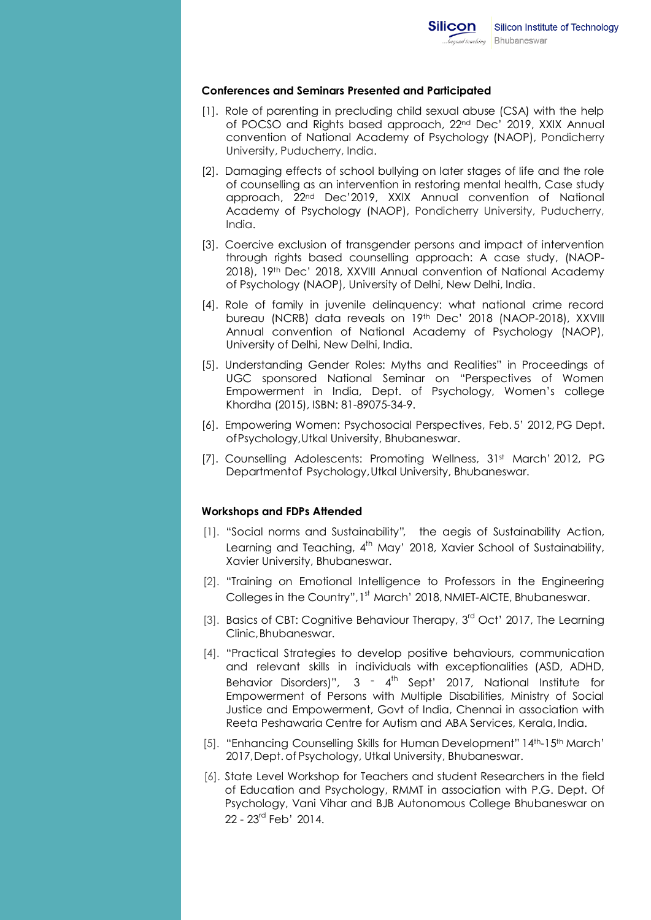### Conferences and Seminars Presented and Participated

[1]. Role of parenting in precluding child sexual abuse (CSA) with the help of POCSO and Rights based approach, 22nd Dec' 2019, XXIX Annual convention of National Academy of Psychology (NAOP), Pondicherry University, Puducherry, India.

[2]. Damaging effects of school bullying on later stages of life and the role of counselling as an intervention in restoring mental health, Case study approach, 22nd Dec'2019, XXIX Annual convention of National Academy of Psychology (NAOP), Pondicherry University, Puducherry, India.

[3]. Coercive exclusion of transgender persons and impact of intervention through rights based counselling approach: A case study, (NAOP-2018), 19th Dec' 2018, XXVIII Annual convention of National Academy of Psychology (NAOP), University of Delhi, New Delhi, India.

[4]. Role of family in juvenile delinquency: what national crime record bureau (NCRB) data reveals on 19th Dec' 2018 (NAOP-2018), XXVIII Annual convention of National Academy of Psychology (NAOP), University of Delhi, New Delhi, India.

[5]. Understanding Gender Roles: Myths and Realities" in Proceedings of UGC sponsored National Seminar on "Perspectives of Women Empowerment in India, Dept. of Psychology, Women's college Khordha (2015), ISBN: 81-89075-34-9.

[6]. Empowering Women: Psychosocial Perspectives, Feb. 5' 2012, PG Dept. of Psychology, Utkal University, Bhubaneswar.

[7]. Counselling Adolescents: Promoting Wellness, 31st March' 2012, PG Department of Psychology, Utkal University, Bhubaneswar.

### Workshops and FDPs Attended

[1]. "Social norms and Sustainability", the aegis of Sustainability Action, Learning and Teaching, 4th May' 2018, Xavier School of Sustainability, Xavier University, Bhubaneswar.

[2]. "Training on Emotional Intelligence to Professors in the Engineering Colleges in the Country", 1st March' 2018, NMIET-AICTE, Bhubaneswar.

[3]. Basics of CBT: Cognitive Behaviour Therapy, 3rd Oct' 2017, The Learning Clinic, Bhubaneswar.

[4]. "Practical Strategies to develop positive behaviours, communication and relevant skills in individuals with exceptionalities (ASD, ADHD, Behavior Disorders)", 3 - 4th Sept' 2017, National Institute for Empowerment of Persons with Multiple Disabilities, Ministry of Social Justice and Empowerment, Govt of India, Chennai in association with Reeta Peshawaria Centre for Autism and ABA Services, Kerala, India.

[5]. "Enhancing Counselling Skills for Human Development" 14th-15th March' 2017, Dept. of Psychology, Utkal University, Bhubaneswar.

[6]. State Level Workshop for Teachers and student Researchers in the field of Education and Psychology, RMMT in association with P.G. Dept. Of Psychology, Vani Vihar and BJB Autonomous College Bhubaneswar on 22 - 23rd Feb' 2014.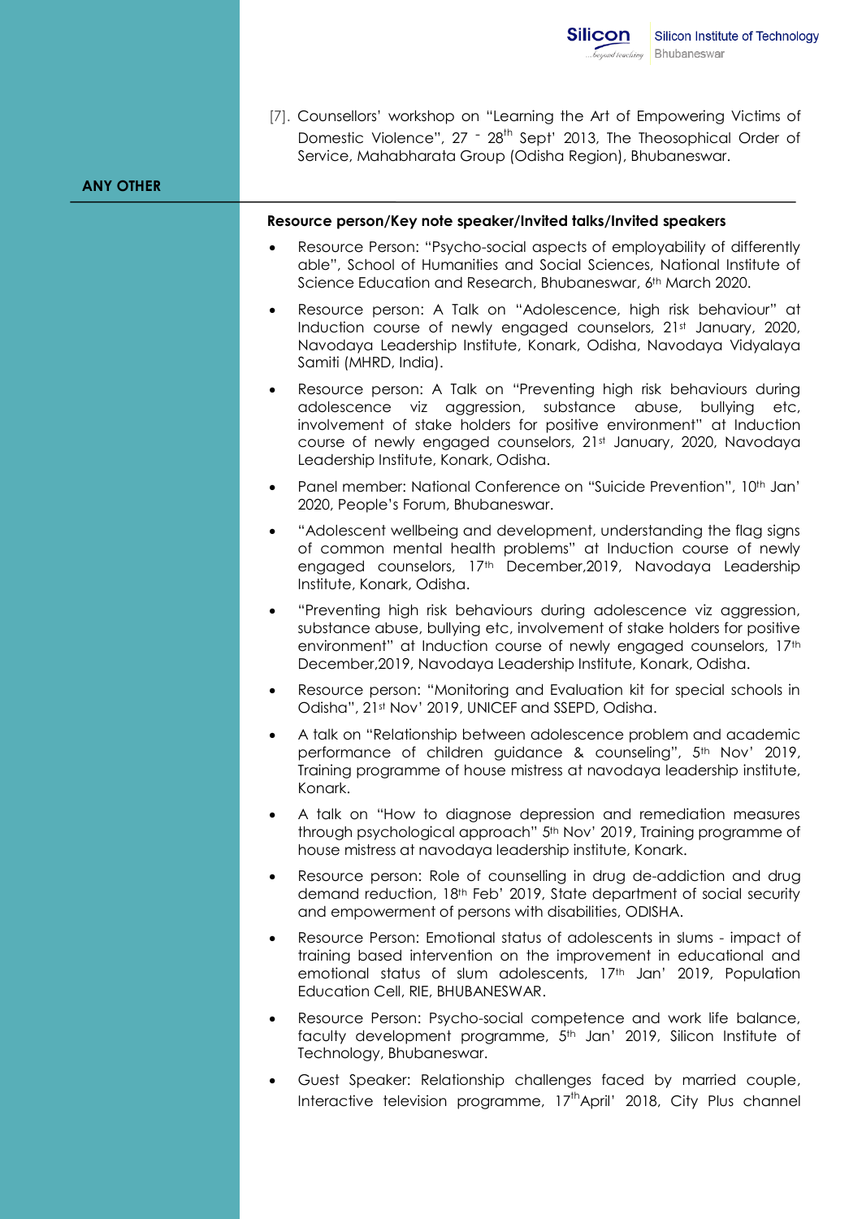[7]. Counsellors' workshop on "Learning the Art of Empowering Victims of Domestic Violence", 27 - 28th Sept' 2013, The Theosophical Order of Service, Mahabharata Group (Odisha Region), Bhubaneswar.

## ANY OTHER

**Resource person/Key note speaker/Invited talks/Invited speakers**

- Resource Person: "Psycho-social aspects of employability of differently able", School of Humanities and Social Sciences, National Institute of Science Education and Research, Bhubaneswar, 6th March 2020.
- Resource person: A Talk on "Adolescence, high risk behaviour" at Induction course of newly engaged counselors, 21st January, 2020, Navodaya Leadership Institute, Konark, Odisha, Navodaya Vidyalaya Samiti (MHRD, India).
- Resource person: A Talk on "Preventing high risk behaviours during adolescence viz aggression, substance abuse, bullying etc, involvement of stake holders for positive environment" at Induction course of newly engaged counselors, 21st January, 2020, Navodaya Leadership Institute, Konark, Odisha.
- Panel member: National Conference on "Suicide Prevention", 10th Jan' 2020, People's Forum, Bhubaneswar.
- "Adolescent wellbeing and development, understanding the flag signs of common mental health problems" at Induction course of newly engaged counselors, 17th December,2019, Navodaya Leadership Institute, Konark, Odisha.
- "Preventing high risk behaviours during adolescence viz aggression, substance abuse, bullying etc, involvement of stake holders for positive environment" at Induction course of newly engaged counselors, 17th December,2019, Navodaya Leadership Institute, Konark, Odisha.
- Resource person: "Monitoring and Evaluation kit for special schools in Odisha", 21st Nov' 2019, UNICEF and SSEPD, Odisha.
- A talk on "Relationship between adolescence problem and academic performance of children guidance & counseling", 5th Nov' 2019, Training programme of house mistress at navodaya leadership institute, Konark.
- A talk on "How to diagnose depression and remediation measures through psychological approach" 5th Nov' 2019, Training programme of house mistress at navodaya leadership institute, Konark.
- Resource person: Role of counselling in drug de-addiction and drug demand reduction, 18th Feb' 2019, State department of social security and empowerment of persons with disabilities, ODISHA.
- Resource Person: Emotional status of adolescents in slums - impact of training based intervention on the improvement in educational and emotional status of slum adolescents, 17th Jan' 2019, Population Education Cell, RIE, BHUBANESWAR.
- Resource Person: Psycho-social competence and work life balance, faculty development programme, 5th Jan' 2019, Silicon Institute of Technology, Bhubaneswar.
- Guest Speaker: Relationship challenges faced by married couple, Interactive television programme, 17th April' 2018, City Plus channel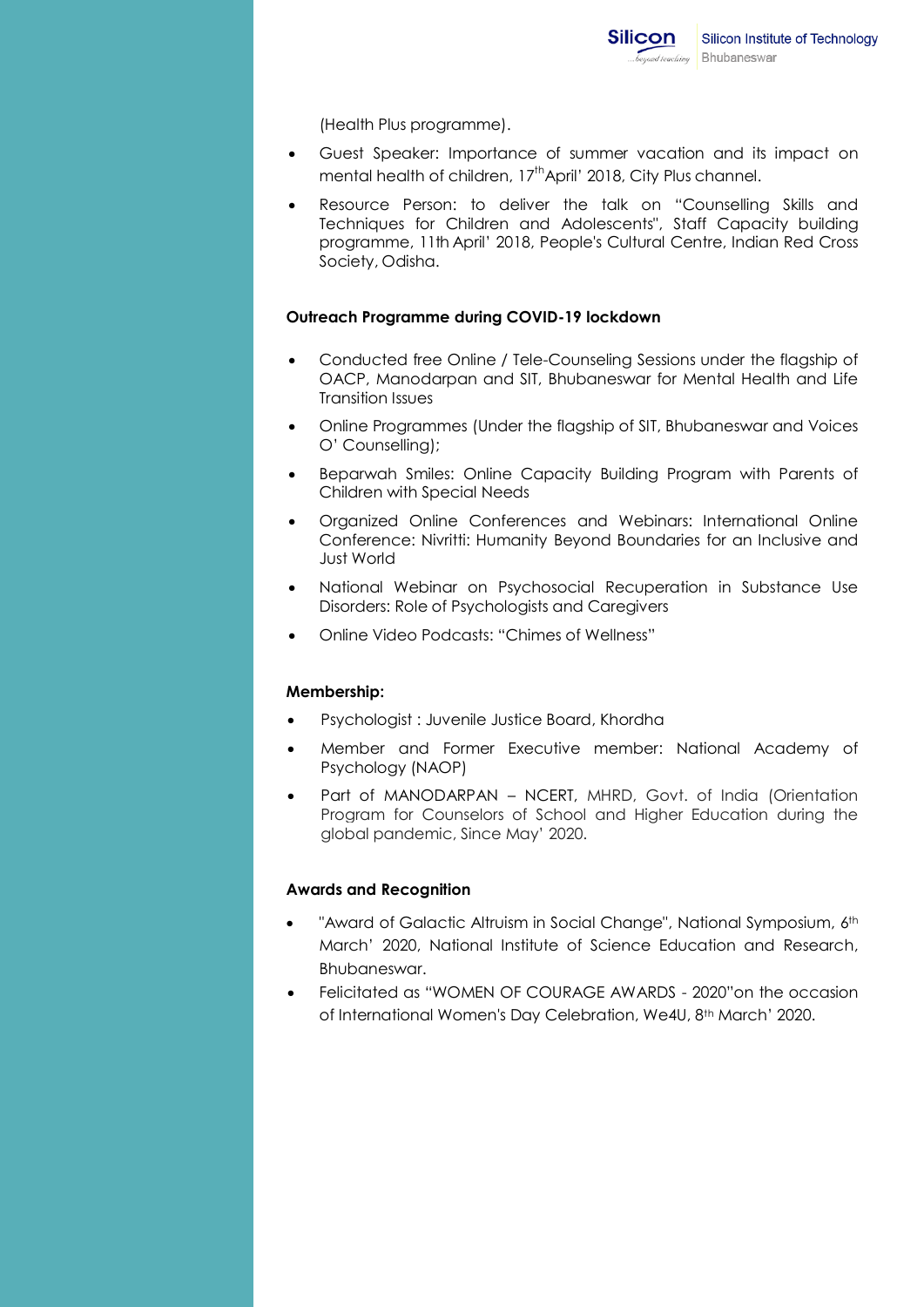(Health Plus programme).

- Guest Speaker: Importance of summer vacation and its impact on mental health of children, 17th April' 2018, City Plus channel.
- Resource Person: to deliver the talk on "Counselling Skills and Techniques for Children and Adolescents", Staff Capacity building programme, 11th April' 2018, People's Cultural Centre, Indian Red Cross Society, Odisha.

**Outreach Programme during COVID-19 lockdown**

- Conducted free Online / Tele-Counseling Sessions under the flagship of OACP, Manodarpan and SIT, Bhubaneswar for Mental Health and Life Transition Issues
- Online Programmes (Under the flagship of SIT, Bhubaneswar and Voices O' Counselling);
- Beparwah Smiles: Online Capacity Building Program with Parents of Children with Special Needs
- Organized Online Conferences and Webinars: International Online Conference: Nivritti: Humanity Beyond Boundaries for an Inclusive and Just World
- National Webinar on Psychosocial Recuperation in Substance Use Disorders: Role of Psychologists and Caregivers
- Online Video Podcasts: "Chimes of Wellness"

**Membership:**

- Psychologist : Juvenile Justice Board, Khordha
- Member and Former Executive member: National Academy of Psychology (NAOP)
- Part of MANODARPAN – NCERT, MHRD, Govt. of India (Orientation Program for Counselors of School and Higher Education during the global pandemic, Since May' 2020.

**Awards and Recognition**

- "Award of Galactic Altruism in Social Change", National Symposium, 6th March' 2020, National Institute of Science Education and Research, Bhubaneswar.
- Felicitated as "WOMEN OF COURAGE AWARDS - 2020"on the occasion of International Women's Day Celebration, We4U, 8th March' 2020.